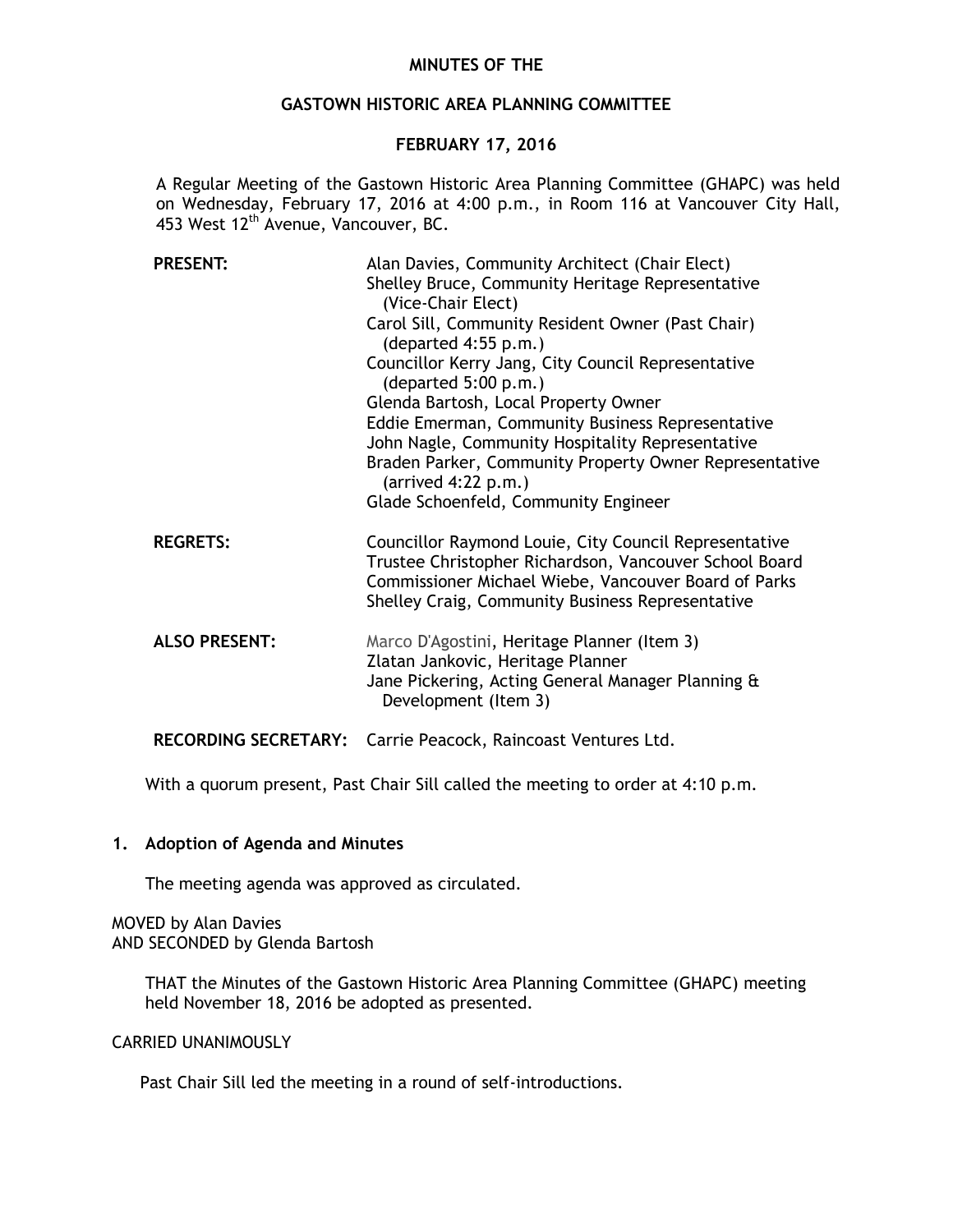# MINUTES OF THE

## GASTOWN HISTORIC AREA PLANNING COMMITTEE

## FEBRUARY 17, 2016

A Regular Meeting of the Gastown Historic Area Planning Committee (GHAPC) was held on Wednesday, February 17, 2016 at 4:00 p.m., in Room 116 at Vancouver City Hall, 453 West 12th Avenue, Vancouver, BC.

**PRESENT:**

Alan Davies, Community Architect (Chair Elect)
Shelley Bruce, Community Heritage Representative (Vice-Chair Elect)
Carol Sill, Community Resident Owner (Past Chair) (departed 4:55 p.m.)
Councillor Kerry Jang, City Council Representative (departed 5:00 p.m.)
Glenda Bartosh, Local Property Owner
Eddie Emerman, Community Business Representative
John Nagle, Community Hospitality Representative
Braden Parker, Community Property Owner Representative (arrived 4:22 p.m.)
Glade Schoenfeld, Community Engineer

**REGRETS:**

Councillor Raymond Louie, City Council Representative
Trustee Christopher Richardson, Vancouver School Board
Commissioner Michael Wiebe, Vancouver Board of Parks
Shelley Craig, Community Business Representative

**ALSO PRESENT:**

Marco D'Agostini, Heritage Planner (Item 3)
Zlatan Jankovic, Heritage Planner
Jane Pickering, Acting General Manager Planning & Development (Item 3)

**RECORDING SECRETARY:** Carrie Peacock, Raincoast Ventures Ltd.

With a quorum present, Past Chair Sill called the meeting to order at 4:10 p.m.

## 1. Adoption of Agenda and Minutes

The meeting agenda was approved as circulated.

MOVED by Alan Davies
AND SECONDED by Glenda Bartosh

THAT the Minutes of the Gastown Historic Area Planning Committee (GHAPC) meeting held November 18, 2016 be adopted as presented.

CARRIED UNANIMOUSLY

Past Chair Sill led the meeting in a round of self-introductions.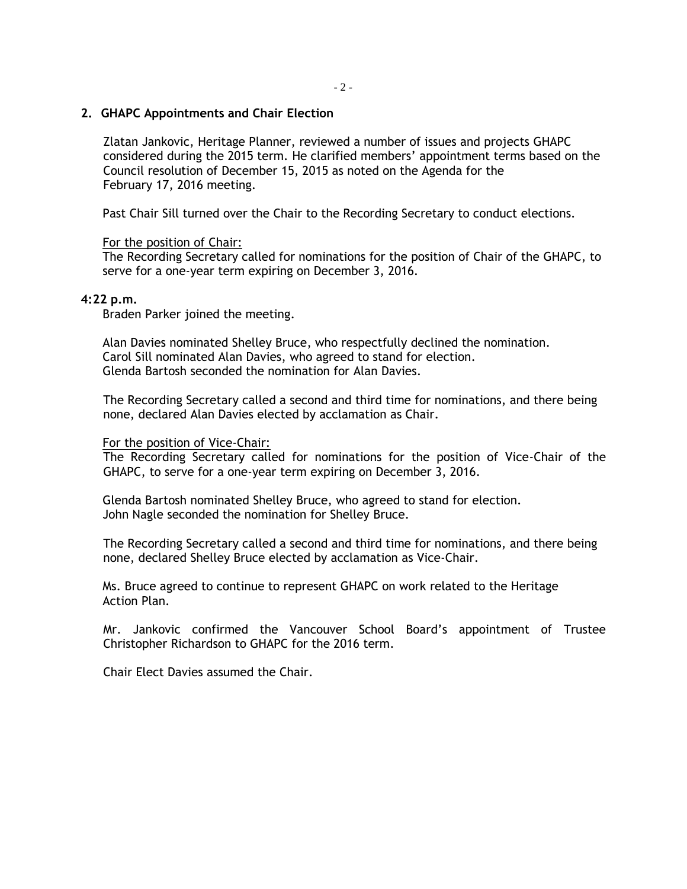## 2. GHAPC Appointments and Chair Election

Zlatan Jankovic, Heritage Planner, reviewed a number of issues and projects GHAPC considered during the 2015 term. He clarified members' appointment terms based on the Council resolution of December 15, 2015 as noted on the Agenda for the February 17, 2016 meeting.

Past Chair Sill turned over the Chair to the Recording Secretary to conduct elections.

For the position of Chair:
The Recording Secretary called for nominations for the position of Chair of the GHAPC, to serve for a one-year term expiring on December 3, 2016.

**4:22 p.m.**
Braden Parker joined the meeting.

Alan Davies nominated Shelley Bruce, who respectfully declined the nomination.
Carol Sill nominated Alan Davies, who agreed to stand for election.
Glenda Bartosh seconded the nomination for Alan Davies.

The Recording Secretary called a second and third time for nominations, and there being none, declared Alan Davies elected by acclamation as Chair.

For the position of Vice-Chair:
The Recording Secretary called for nominations for the position of Vice-Chair of the GHAPC, to serve for a one-year term expiring on December 3, 2016.

Glenda Bartosh nominated Shelley Bruce, who agreed to stand for election.
John Nagle seconded the nomination for Shelley Bruce.

The Recording Secretary called a second and third time for nominations, and there being none, declared Shelley Bruce elected by acclamation as Vice-Chair.

Ms. Bruce agreed to continue to represent GHAPC on work related to the Heritage Action Plan.

Mr. Jankovic confirmed the Vancouver School Board's appointment of Trustee Christopher Richardson to GHAPC for the 2016 term.

Chair Elect Davies assumed the Chair.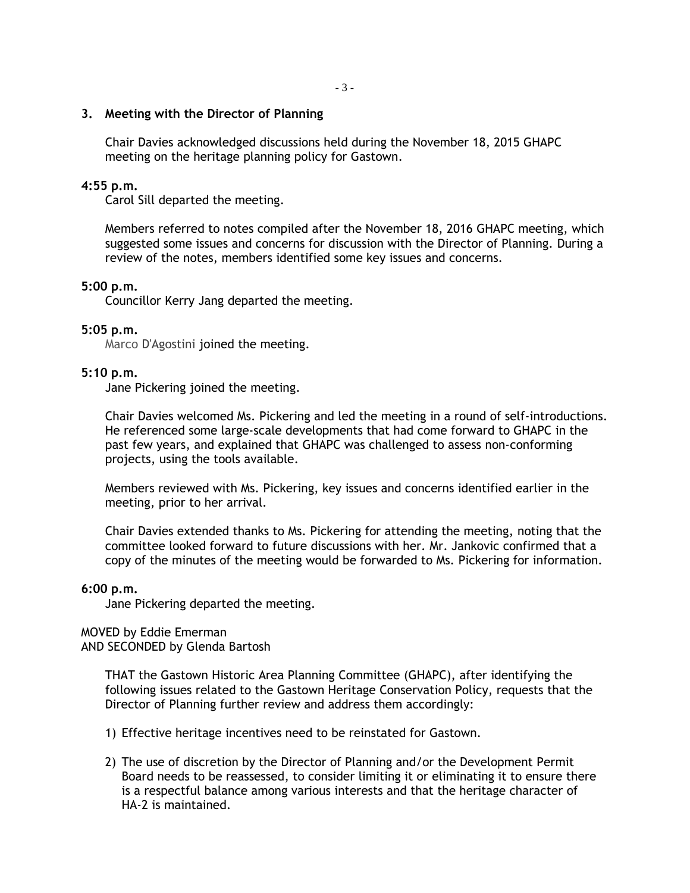### 3. Meeting with the Director of Planning

Chair Davies acknowledged discussions held during the November 18, 2015 GHAPC meeting on the heritage planning policy for Gastown.

**4:55 p.m.**

Carol Sill departed the meeting.

Members referred to notes compiled after the November 18, 2016 GHAPC meeting, which suggested some issues and concerns for discussion with the Director of Planning. During a review of the notes, members identified some key issues and concerns.

**5:00 p.m.**

Councillor Kerry Jang departed the meeting.

**5:05 p.m.**

Marco D'Agostini joined the meeting.

**5:10 p.m.**

Jane Pickering joined the meeting.

Chair Davies welcomed Ms. Pickering and led the meeting in a round of self-introductions. He referenced some large-scale developments that had come forward to GHAPC in the past few years, and explained that GHAPC was challenged to assess non-conforming projects, using the tools available.

Members reviewed with Ms. Pickering, key issues and concerns identified earlier in the meeting, prior to her arrival.

Chair Davies extended thanks to Ms. Pickering for attending the meeting, noting that the committee looked forward to future discussions with her. Mr. Jankovic confirmed that a copy of the minutes of the meeting would be forwarded to Ms. Pickering for information.

**6:00 p.m.**

Jane Pickering departed the meeting.

MOVED by Eddie Emerman
AND SECONDED by Glenda Bartosh

THAT the Gastown Historic Area Planning Committee (GHAPC), after identifying the following issues related to the Gastown Heritage Conservation Policy, requests that the Director of Planning further review and address them accordingly:

1) Effective heritage incentives need to be reinstated for Gastown.

2) The use of discretion by the Director of Planning and/or the Development Permit Board needs to be reassessed, to consider limiting it or eliminating it to ensure there is a respectful balance among various interests and that the heritage character of HA-2 is maintained.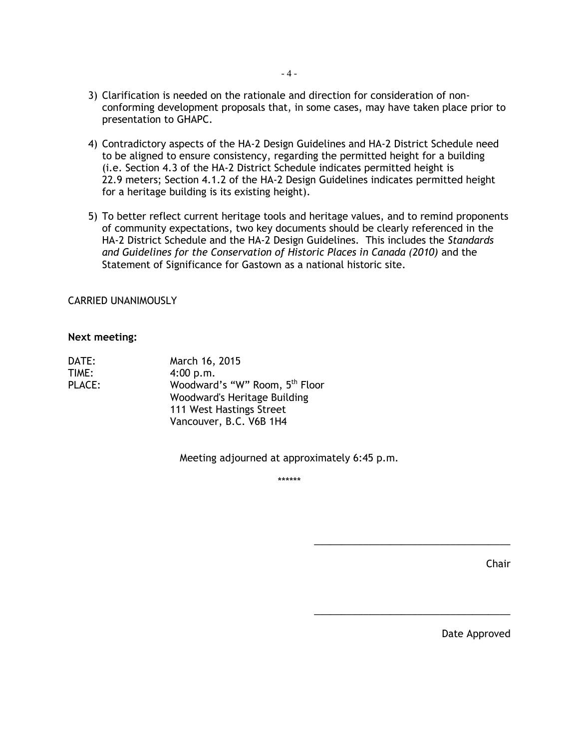3) Clarification is needed on the rationale and direction for consideration of non-conforming development proposals that, in some cases, may have taken place prior to presentation to GHAPC.

4) Contradictory aspects of the HA-2 Design Guidelines and HA-2 District Schedule need to be aligned to ensure consistency, regarding the permitted height for a building (i.e. Section 4.3 of the HA-2 District Schedule indicates permitted height is 22.9 meters; Section 4.1.2 of the HA-2 Design Guidelines indicates permitted height for a heritage building is its existing height).

5) To better reflect current heritage tools and heritage values, and to remind proponents of community expectations, two key documents should be clearly referenced in the HA-2 District Schedule and the HA-2 Design Guidelines. This includes the *Standards and Guidelines for the Conservation of Historic Places in Canada (2010)* and the Statement of Significance for Gastown as a national historic site.

CARRIED UNANIMOUSLY

**Next meeting:**

DATE: March 16, 2015
TIME: 4:00 p.m.
PLACE: Woodward's "W" Room, 5th Floor
Woodward's Heritage Building
111 West Hastings Street
Vancouver, B.C. V6B 1H4

Meeting adjourned at approximately 6:45 p.m.

******

___________________________________
Chair

___________________________________
Date Approved